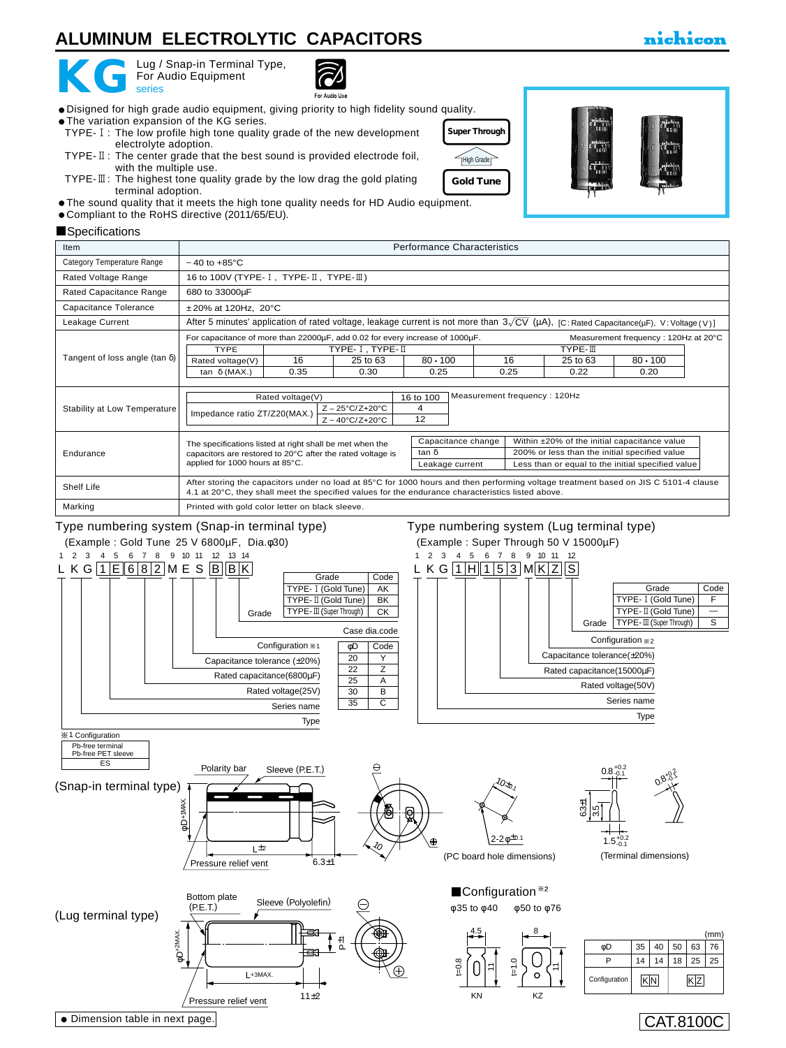# ALUMINUM ELECTROLYTIC CAPACITORS

## KG series

Lug / Snap-in Terminal Type, For Audio Equipment

For Audio Use

- Disigned for high grade audio equipment, giving priority to high fidelity sound quality.
- The variation expansion of the KG series.
  - TYPE-Ⅰ: The low profile high tone quality grade of the new development electrolyte adoption.
  - TYPE-Ⅱ: The center grade that the best sound is provided electrode foil, with the multiple use.
  - TYPE-Ⅲ: The highest tone quality grade by the low drag the gold plating terminal adoption.
- The sound quality that it meets the high tone quality needs for HD Audio equipment.
- Compliant to the RoHS directive (2011/65/EU).

Super Through / High Grade / Gold Tune

## Specifications

| Item | Performance Characteristics |
|---|---|
| Category Temperature Range | −40 to +85°C |
| Rated Voltage Range | 16 to 100V (TYPE-Ⅰ, TYPE-Ⅱ, TYPE-Ⅲ) |
| Rated Capacitance Range | 680 to 33000µF |
| Capacitance Tolerance | ±20% at 120Hz, 20°C |
| Leakage Current | After 5 minutes' application of rated voltage, leakage current is not more than $3\sqrt{CV}$ (µA), [C: Rated Capacitance(µF), V: Voltage (V)] |
| Tangent of loss angle (tan δ) | For capacitance of more than 22000µF, add 0.02 for every increase of 1000µF. Measurement frequency : 120Hz at 20°C (see table below) |
| Stability at Low Temperature | Measurement frequency : 120Hz (see table below) |
| Endurance | The specifications listed at right shall be met when the capacitors are restored to 20°C after the rated voltage is applied for 1000 hours at 85°C. (see table below) |
| Shelf Life | After storing the capacitors under no load at 85°C for 1000 hours and then performing voltage treatment based on JIS C 5101-4 clause 4.1 at 20°C, they shall meet the specified values for the endurance characteristics listed above. |
| Marking | Printed with gold color letter on black sleeve. |

Tangent of loss angle:

| TYPE | TYPE-Ⅰ, TYPE-Ⅱ | | | TYPE-Ⅲ | | |
|---|---|---|---|---|---|---|
| Rated voltage(V) | 16 | 25 to 63 | 80・100 | 16 | 25 to 63 | 80・100 |
| tan δ (MAX.) | 0.35 | 0.30 | 0.25 | 0.25 | 0.22 | 0.20 |

Stability at Low Temperature:

| Rated voltage(V) | | 16 to 100 |
|---|---|---|
| Impedance ratio ZT/Z20(MAX.) | Z−25°C/Z+20°C | 4 |
| | Z−40°C/Z+20°C | 12 |

Endurance:

| Capacitance change | Within ±20% of the initial capacitance value |
|---|---|
| tan δ | 200% or less than the initial specified value |
| Leakage current | Less than or equal to the initial specified value |

## Type numbering system (Snap-in terminal type)

(Example : Gold Tune 25 V 6800µF, Dia.φ30)

L K G 1 E 6 8 2 M E S B B K (positions 1–14)

- Type
- Series name
- Rated voltage(25V)
- Rated capacitance(6800µF)
- Capacitance tolerance (±20%)
- Configuration ※1
- Case dia.code
- Grade

| Grade | Code |
|---|---|
| TYPE-Ⅰ (Gold Tune) | AK |
| TYPE-Ⅱ (Gold Tune) | BK |
| TYPE-Ⅲ (Super Through) | CK |

| φD | Code |
|---|---|
| 20 | Y |
| 22 | Z |
| 25 | A |
| 30 | B |
| 35 | C |

※1 Configuration

| Pb-free terminal Pb-free PET sleeve |
|---|
| ES |

## Type numbering system (Lug terminal type)

(Example : Super Through 50 V 15000µF)

L K G 1 H 1 5 3 M K Z S (positions 1–12)

- Type
- Series name
- Rated voltage(50V)
- Rated capacitance(15000µF)
- Capacitance tolerance(±20%)
- Configuration ※2
- Grade

| Grade | Code |
|---|---|
| TYPE-Ⅰ (Gold Tune) | F |
| TYPE-Ⅱ (Gold Tune) | — |
| TYPE-Ⅲ (Super Through) | S |

(Snap-in terminal type)

Polarity bar, Sleeve (P.E.T.), φD+1MAX., L±2, Pressure relief vent, 6.3±1, 10

(PC board hole dimensions): 10±0.1, 2-2φ±0.1

(Terminal dimensions): 0.8 +0.2/−0.1, 6.3±1, 3.5, 1.5 +0.2/−0.1

(Lug terminal type)

Bottom plate (P.E.T.), Sleeve (Polyolefin), φD+2MAX., L+3MAX., P±1, Pressure relief vent, 11±2

## Configuration ※2

φ35 to φ40: KN (4.5, t=0.8, 11)

φ50 to φ76: KZ (8, t=1.0, 11)

(mm)

| φD | 35 | 40 | 50 | 63 | 76 |
|---|---|---|---|---|---|
| P | 14 | 14 | 18 | 25 | 25 |
| Configuration | KN | | KZ | | |

● Dimension table in next page.

CAT.8100C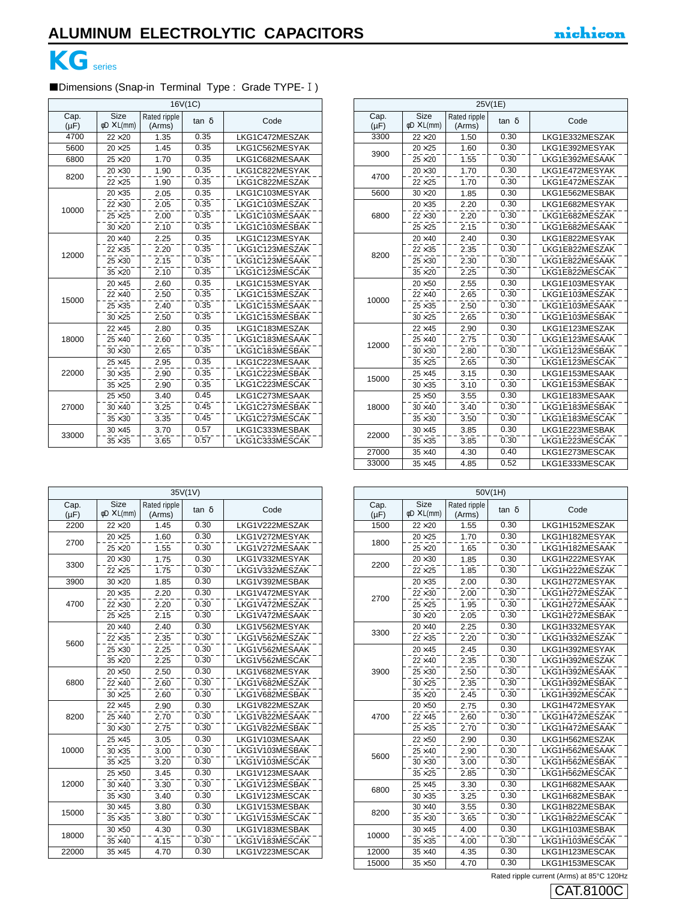# ALUMINUM ELECTROLYTIC CAPACITORS

nichicon

## KG series

■Dimensions (Snap-in Terminal Type : Grade TYPE-Ⅰ)

| 16V(1C) | | | | |
|---|---|---|---|---|
| Cap. (μF) | Size φD ×L(mm) | Rated ripple (Arms) | tan δ | Code |
| 4700 | 22 ×20 | 1.35 | 0.35 | LKG1C472MESZAK |
| 5600 | 20 ×25 | 1.45 | 0.35 | LKG1C562MESYAK |
| 6800 | 25 ×20 | 1.70 | 0.35 | LKG1C682MESAAK |
| 8200 | 20 ×30 | 1.90 | 0.35 | LKG1C822MESYAK |
| | 22 ×25 | 1.90 | 0.35 | LKG1C822MESZAK |
| 10000 | 20 ×35 | 2.05 | 0.35 | LKG1C103MESYAK |
| | 22 ×30 | 2.05 | 0.35 | LKG1C103MESZAK |
| | 25 ×25 | 2.00 | 0.35 | LKG1C103MESAAK |
| | 30 ×20 | 2.10 | 0.35 | LKG1C103MESBAK |
| 12000 | 20 ×40 | 2.25 | 0.35 | LKG1C123MESYAK |
| | 22 ×35 | 2.20 | 0.35 | LKG1C123MESZAK |
| | 25 ×30 | 2.15 | 0.35 | LKG1C123MESAAK |
| | 35 ×20 | 2.10 | 0.35 | LKG1C123MESCAK |
| 15000 | 20 ×45 | 2.60 | 0.35 | LKG1C153MESYAK |
| | 22 ×40 | 2.50 | 0.35 | LKG1C153MESZAK |
| | 25 ×35 | 2.40 | 0.35 | LKG1C153MESAAK |
| | 30 ×25 | 2.50 | 0.35 | LKG1C153MESBAK |
| 18000 | 22 ×45 | 2.80 | 0.35 | LKG1C183MESZAK |
| | 25 ×40 | 2.60 | 0.35 | LKG1C183MESAAK |
| | 30 ×30 | 2.65 | 0.35 | LKG1C183MESBAK |
| 22000 | 25 ×45 | 2.95 | 0.35 | LKG1C223MESAAK |
| | 30 ×35 | 2.90 | 0.35 | LKG1C223MESBAK |
| | 35 ×25 | 2.90 | 0.35 | LKG1C223MESCAK |
| 27000 | 25 ×50 | 3.40 | 0.45 | LKG1C273MESAAK |
| | 30 ×40 | 3.25 | 0.45 | LKG1C273MESBAK |
| | 35 ×30 | 3.35 | 0.45 | LKG1C273MESCAK |
| 33000 | 30 ×45 | 3.70 | 0.57 | LKG1C333MESBAK |
| | 35 ×35 | 3.65 | 0.57 | LKG1C333MESCAK |

| 25V(1E) | | | | |
|---|---|---|---|---|
| Cap. (μF) | Size φD ×L(mm) | Rated ripple (Arms) | tan δ | Code |
| 3300 | 22 ×20 | 1.50 | 0.30 | LKG1E332MESZAK |
| 3900 | 20 ×25 | 1.60 | 0.30 | LKG1E392MESYAK |
| | 25 ×20 | 1.55 | 0.30 | LKG1E392MESAAK |
| 4700 | 20 ×30 | 1.70 | 0.30 | LKG1E472MESYAK |
| | 22 ×25 | 1.70 | 0.30 | LKG1E472MESZAK |
| 5600 | 30 ×20 | 1.85 | 0.30 | LKG1E562MESBAK |
| 6800 | 20 ×35 | 2.20 | 0.30 | LKG1E682MESYAK |
| | 22 ×30 | 2.20 | 0.30 | LKG1E682MESZAK |
| | 25 ×25 | 2.15 | 0.30 | LKG1E682MESAAK |
| 8200 | 20 ×40 | 2.40 | 0.30 | LKG1E822MESYAK |
| | 22 ×35 | 2.35 | 0.30 | LKG1E822MESZAK |
| | 25 ×30 | 2.30 | 0.30 | LKG1E822MESAAK |
| | 35 ×20 | 2.25 | 0.30 | LKG1E822MESCAK |
| 10000 | 20 ×50 | 2.55 | 0.30 | LKG1E103MESYAK |
| | 22 ×40 | 2.65 | 0.30 | LKG1E103MESZAK |
| | 25 ×35 | 2.50 | 0.30 | LKG1E103MESAAK |
| | 30 ×25 | 2.65 | 0.30 | LKG1E103MESBAK |
| 12000 | 22 ×45 | 2.90 | 0.30 | LKG1E123MESZAK |
| | 25 ×40 | 2.75 | 0.30 | LKG1E123MESAAK |
| | 30 ×30 | 2.80 | 0.30 | LKG1E123MESBAK |
| | 35 ×25 | 2.65 | 0.30 | LKG1E123MESCAK |
| 15000 | 25 ×45 | 3.15 | 0.30 | LKG1E153MESAAK |
| | 30 ×35 | 3.10 | 0.30 | LKG1E153MESBAK |
| 18000 | 25 ×50 | 3.55 | 0.30 | LKG1E183MESAAK |
| | 30 ×40 | 3.40 | 0.30 | LKG1E183MESBAK |
| | 35 ×30 | 3.50 | 0.30 | LKG1E183MESCAK |
| 22000 | 30 ×45 | 3.85 | 0.30 | LKG1E223MESBAK |
| | 35 ×35 | 3.85 | 0.30 | LKG1E223MESCAK |
| 27000 | 35 ×40 | 4.30 | 0.40 | LKG1E273MESCAK |
| 33000 | 35 ×45 | 4.85 | 0.52 | LKG1E333MESCAK |

| 35V(1V) | | | | |
|---|---|---|---|---|
| Cap. (μF) | Size φD ×L(mm) | Rated ripple (Arms) | tan δ | Code |
| 2200 | 22 ×20 | 1.45 | 0.30 | LKG1V222MESZAK |
| 2700 | 20 ×25 | 1.60 | 0.30 | LKG1V272MESYAK |
| | 25 ×20 | 1.55 | 0.30 | LKG1V272MESAAK |
| 3300 | 20 ×30 | 1.75 | 0.30 | LKG1V332MESYAK |
| | 22 ×25 | 1.75 | 0.30 | LKG1V332MESZAK |
| 3900 | 30 ×20 | 1.85 | 0.30 | LKG1V392MESBAK |
| 4700 | 20 ×35 | 2.20 | 0.30 | LKG1V472MESYAK |
| | 22 ×30 | 2.20 | 0.30 | LKG1V472MESZAK |
| | 25 ×25 | 2.15 | 0.30 | LKG1V472MESAAK |
| 5600 | 20 ×40 | 2.40 | 0.30 | LKG1V562MESYAK |
| | 22 ×35 | 2.35 | 0.30 | LKG1V562MESZAK |
| | 25 ×30 | 2.25 | 0.30 | LKG1V562MESAAK |
| | 35 ×20 | 2.25 | 0.30 | LKG1V562MESCAK |
| 6800 | 20 ×50 | 2.50 | 0.30 | LKG1V682MESYAK |
| | 22 ×40 | 2.60 | 0.30 | LKG1V682MESZAK |
| | 30 ×25 | 2.60 | 0.30 | LKG1V682MESBAK |
| 8200 | 22 ×45 | 2.90 | 0.30 | LKG1V822MESZAK |
| | 25 ×40 | 2.70 | 0.30 | LKG1V822MESAAK |
| | 30 ×30 | 2.75 | 0.30 | LKG1V822MESBAK |
| 10000 | 25 ×45 | 3.05 | 0.30 | LKG1V103MESAAK |
| | 30 ×35 | 3.00 | 0.30 | LKG1V103MESBAK |
| | 35 ×25 | 3.20 | 0.30 | LKG1V103MESCAK |
| 12000 | 25 ×50 | 3.45 | 0.30 | LKG1V123MESAAK |
| | 30 ×40 | 3.30 | 0.30 | LKG1V123MESBAK |
| | 35 ×30 | 3.40 | 0.30 | LKG1V123MESCAK |
| 15000 | 30 ×45 | 3.80 | 0.30 | LKG1V153MESBAK |
| | 35 ×35 | 3.80 | 0.30 | LKG1V153MESCAK |
| 18000 | 30 ×50 | 4.30 | 0.30 | LKG1V183MESBAK |
| | 35 ×40 | 4.15 | 0.30 | LKG1V183MESCAK |
| 22000 | 35 ×45 | 4.70 | 0.30 | LKG1V223MESCAK |

| 50V(1H) | | | | |
|---|---|---|---|---|
| Cap. (μF) | Size φD ×L(mm) | Rated ripple (Arms) | tan δ | Code |
| 1500 | 22 ×20 | 1.55 | 0.30 | LKG1H152MESZAK |
| 1800 | 20 ×25 | 1.70 | 0.30 | LKG1H182MESYAK |
| | 25 ×20 | 1.65 | 0.30 | LKG1H182MESAAK |
| 2200 | 20 ×30 | 1.85 | 0.30 | LKG1H222MESYAK |
| | 22 ×25 | 1.85 | 0.30 | LKG1H222MESZAK |
| 2700 | 20 ×35 | 2.00 | 0.30 | LKG1H272MESYAK |
| | 22 ×30 | 2.00 | 0.30 | LKG1H272MESZAK |
| | 25 ×25 | 1.95 | 0.30 | LKG1H272MESAAK |
| | 30 ×20 | 2.05 | 0.30 | LKG1H272MESBAK |
| 3300 | 20 ×40 | 2.25 | 0.30 | LKG1H332MESYAK |
| | 22 ×35 | 2.20 | 0.30 | LKG1H332MESZAK |
| 3900 | 20 ×45 | 2.45 | 0.30 | LKG1H392MESYAK |
| | 22 ×40 | 2.35 | 0.30 | LKG1H392MESZAK |
| | 25 ×30 | 2.50 | 0.30 | LKG1H392MESAAK |
| | 30 ×25 | 2.35 | 0.30 | LKG1H392MESBAK |
| | 35 ×20 | 2.45 | 0.30 | LKG1H392MESCAK |
| 4700 | 20 ×50 | 2.75 | 0.30 | LKG1H472MESYAK |
| | 22 ×45 | 2.60 | 0.30 | LKG1H472MESZAK |
| | 25 ×35 | 2.70 | 0.30 | LKG1H472MESAAK |
| 5600 | 22 ×50 | 2.90 | 0.30 | LKG1H562MESZAK |
| | 25 ×40 | 2.90 | 0.30 | LKG1H562MESAAK |
| | 30 ×30 | 3.00 | 0.30 | LKG1H562MESBAK |
| | 35 ×25 | 2.85 | 0.30 | LKG1H562MESCAK |
| 6800 | 25 ×45 | 3.30 | 0.30 | LKG1H682MESAAK |
| | 30 ×35 | 3.25 | 0.30 | LKG1H682MESBAK |
| 8200 | 30 ×40 | 3.55 | 0.30 | LKG1H822MESBAK |
| | 35 ×30 | 3.65 | 0.30 | LKG1H822MESCAK |
| 10000 | 30 ×45 | 4.00 | 0.30 | LKG1H103MESBAK |
| | 35 ×35 | 4.00 | 0.30 | LKG1H103MESCAK |
| 12000 | 35 ×40 | 4.35 | 0.30 | LKG1H123MESCAK |
| 15000 | 35 ×50 | 4.70 | 0.30 | LKG1H153MESCAK |

Rated ripple current (Arms) at 85°C 120Hz

CAT.8100C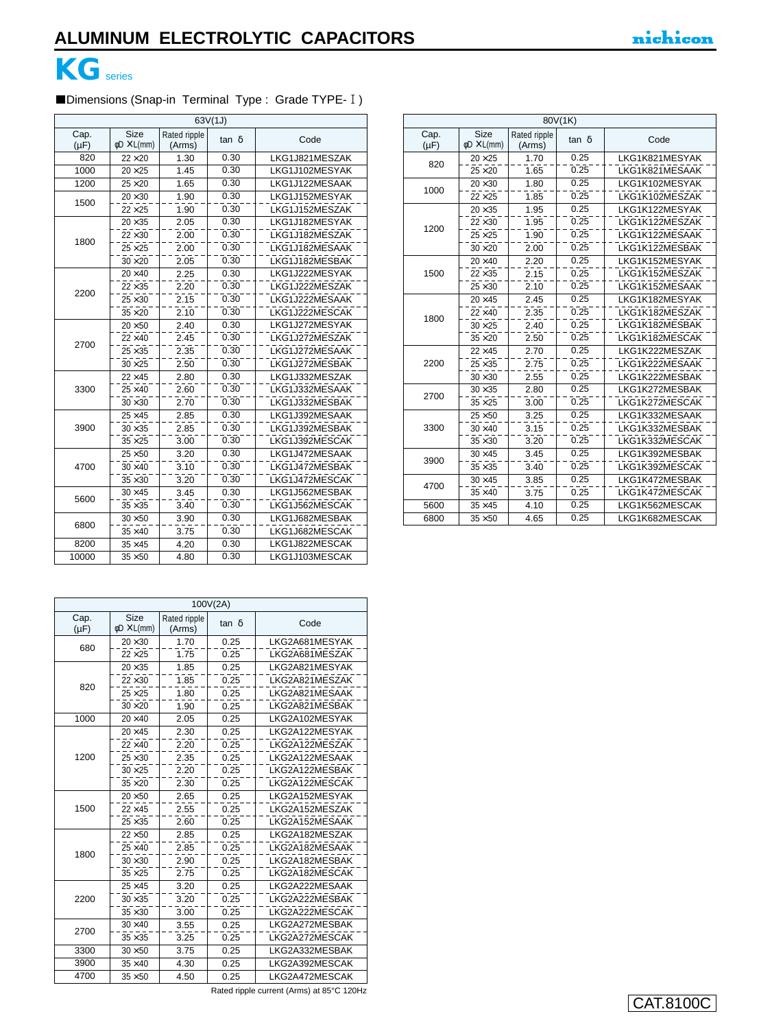# ALUMINUM ELECTROLYTIC CAPACITORS

## KG series

■Dimensions (Snap-in Terminal Type : Grade TYPE-Ⅰ)

| 63V(1J) | | | | |
|---|---|---|---|---|
| Cap. (μF) | Size φD ×L(mm) | Rated ripple (Arms) | tan δ | Code |
| 820 | 22 ×20 | 1.30 | 0.30 | LKG1J821MESZAK |
| 1000 | 20 ×25 | 1.45 | 0.30 | LKG1J102MESYAK |
| 1200 | 25 ×20 | 1.65 | 0.30 | LKG1J122MESAAK |
| 1500 | 20 ×30 | 1.90 | 0.30 | LKG1J152MESYAK |
| | 22 ×25 | 1.90 | 0.30 | LKG1J152MESZAK |
| 1800 | 20 ×35 | 2.05 | 0.30 | LKG1J182MESYAK |
| | 22 ×30 | 2.00 | 0.30 | LKG1J182MESZAK |
| | 25 ×25 | 2.00 | 0.30 | LKG1J182MESAAK |
| | 30 ×20 | 2.05 | 0.30 | LKG1J182MESBAK |
| 2200 | 20 ×40 | 2.25 | 0.30 | LKG1J222MESYAK |
| | 22 ×35 | 2.20 | 0.30 | LKG1J222MESZAK |
| | 25 ×30 | 2.15 | 0.30 | LKG1J222MESAAK |
| | 35 ×20 | 2.10 | 0.30 | LKG1J222MESCAK |
| 2700 | 20 ×50 | 2.40 | 0.30 | LKG1J272MESYAK |
| | 22 ×40 | 2.45 | 0.30 | LKG1J272MESZAK |
| | 25 ×35 | 2.35 | 0.30 | LKG1J272MESAAK |
| | 30 ×25 | 2.50 | 0.30 | LKG1J272MESBAK |
| 3300 | 22 ×45 | 2.80 | 0.30 | LKG1J332MESZAK |
| | 25 ×40 | 2.60 | 0.30 | LKG1J332MESAAK |
| | 30 ×30 | 2.70 | 0.30 | LKG1J332MESBAK |
| 3900 | 25 ×45 | 2.85 | 0.30 | LKG1J392MESAAK |
| | 30 ×35 | 2.85 | 0.30 | LKG1J392MESBAK |
| | 35 ×25 | 3.00 | 0.30 | LKG1J392MESCAK |
| 4700 | 25 ×50 | 3.20 | 0.30 | LKG1J472MESAAK |
| | 30 ×40 | 3.10 | 0.30 | LKG1J472MESBAK |
| | 35 ×30 | 3.20 | 0.30 | LKG1J472MESCAK |
| 5600 | 30 ×45 | 3.45 | 0.30 | LKG1J562MESBAK |
| | 35 ×35 | 3.40 | 0.30 | LKG1J562MESCAK |
| 6800 | 30 ×50 | 3.90 | 0.30 | LKG1J682MESBAK |
| | 35 ×40 | 3.75 | 0.30 | LKG1J682MESCAK |
| 8200 | 35 ×45 | 4.20 | 0.30 | LKG1J822MESCAK |
| 10000 | 35 ×50 | 4.80 | 0.30 | LKG1J103MESCAK |

| 80V(1K) | | | | |
|---|---|---|---|---|
| Cap. (μF) | Size φD ×L(mm) | Rated ripple (Arms) | tan δ | Code |
| 820 | 20 ×25 | 1.70 | 0.25 | LKG1K821MESYAK |
| | 25 ×20 | 1.65 | 0.25 | LKG1K821MESAAK |
| 1000 | 20 ×30 | 1.80 | 0.25 | LKG1K102MESYAK |
| | 22 ×25 | 1.85 | 0.25 | LKG1K102MESZAK |
| 1200 | 20 ×35 | 1.95 | 0.25 | LKG1K122MESYAK |
| | 22 ×30 | 1.95 | 0.25 | LKG1K122MESZAK |
| | 25 ×25 | 1.90 | 0.25 | LKG1K122MESAAK |
| | 30 ×20 | 2.00 | 0.25 | LKG1K122MESBAK |
| 1500 | 20 ×40 | 2.20 | 0.25 | LKG1K152MESYAK |
| | 22 ×35 | 2.15 | 0.25 | LKG1K152MESZAK |
| | 25 ×30 | 2.10 | 0.25 | LKG1K152MESAAK |
| 1800 | 20 ×45 | 2.45 | 0.25 | LKG1K182MESYAK |
| | 22 ×40 | 2.35 | 0.25 | LKG1K182MESZAK |
| | 30 ×25 | 2.40 | 0.25 | LKG1K182MESBAK |
| | 35 ×20 | 2.50 | 0.25 | LKG1K182MESCAK |
| 2200 | 22 ×45 | 2.70 | 0.25 | LKG1K222MESZAK |
| | 25 ×35 | 2.75 | 0.25 | LKG1K222MESAAK |
| | 30 ×30 | 2.55 | 0.25 | LKG1K222MESBAK |
| 2700 | 30 ×35 | 2.80 | 0.25 | LKG1K272MESBAK |
| | 35 ×25 | 3.00 | 0.25 | LKG1K272MESCAK |
| 3300 | 25 ×50 | 3.25 | 0.25 | LKG1K332MESAAK |
| | 30 ×40 | 3.15 | 0.25 | LKG1K332MESBAK |
| | 35 ×30 | 3.20 | 0.25 | LKG1K332MESCAK |
| 3900 | 30 ×45 | 3.45 | 0.25 | LKG1K392MESBAK |
| | 35 ×35 | 3.40 | 0.25 | LKG1K392MESCAK |
| 4700 | 30 ×45 | 3.85 | 0.25 | LKG1K472MESBAK |
| | 35 ×40 | 3.75 | 0.25 | LKG1K472MESCAK |
| 5600 | 35 ×45 | 4.10 | 0.25 | LKG1K562MESCAK |
| 6800 | 35 ×50 | 4.65 | 0.25 | LKG1K682MESCAK |

| 100V(2A) | | | | |
|---|---|---|---|---|
| Cap. (μF) | Size φD ×L(mm) | Rated ripple (Arms) | tan δ | Code |
| 680 | 20 ×30 | 1.70 | 0.25 | LKG2A681MESYAK |
| | 22 ×25 | 1.75 | 0.25 | LKG2A681MESZAK |
| 820 | 20 ×35 | 1.85 | 0.25 | LKG2A821MESYAK |
| | 22 ×30 | 1.85 | 0.25 | LKG2A821MESZAK |
| | 25 ×25 | 1.80 | 0.25 | LKG2A821MESAAK |
| | 30 ×20 | 1.90 | 0.25 | LKG2A821MESBAK |
| 1000 | 20 ×40 | 2.05 | 0.25 | LKG2A102MESYAK |
| 1200 | 20 ×45 | 2.30 | 0.25 | LKG2A122MESYAK |
| | 22 ×40 | 2.20 | 0.25 | LKG2A122MESZAK |
| | 25 ×30 | 2.35 | 0.25 | LKG2A122MESAAK |
| | 30 ×25 | 2.20 | 0.25 | LKG2A122MESBAK |
| | 35 ×20 | 2.30 | 0.25 | LKG2A122MESCAK |
| 1500 | 20 ×50 | 2.65 | 0.25 | LKG2A152MESYAK |
| | 22 ×45 | 2.55 | 0.25 | LKG2A152MESZAK |
| | 25 ×35 | 2.60 | 0.25 | LKG2A152MESAAK |
| 1800 | 22 ×50 | 2.85 | 0.25 | LKG2A182MESZAK |
| | 25 ×40 | 2.85 | 0.25 | LKG2A182MESAAK |
| | 30 ×30 | 2.90 | 0.25 | LKG2A182MESBAK |
| | 35 ×25 | 2.75 | 0.25 | LKG2A182MESCAK |
| 2200 | 25 ×45 | 3.20 | 0.25 | LKG2A222MESAAK |
| | 30 ×35 | 3.20 | 0.25 | LKG2A222MESBAK |
| | 35 ×30 | 3.00 | 0.25 | LKG2A222MESCAK |
| 2700 | 30 ×40 | 3.55 | 0.25 | LKG2A272MESBAK |
| | 35 ×35 | 3.25 | 0.25 | LKG2A272MESCAK |
| 3300 | 30 ×50 | 3.75 | 0.25 | LKG2A332MESBAK |
| 3900 | 35 ×40 | 4.30 | 0.25 | LKG2A392MESCAK |
| 4700 | 35 ×50 | 4.50 | 0.25 | LKG2A472MESCAK |

Rated ripple current (Arms) at 85°C 120Hz

CAT.8100C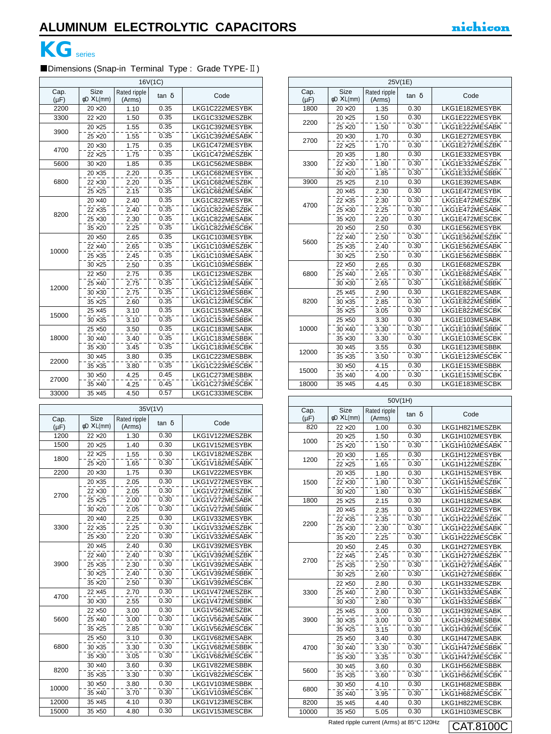# ALUMINUM ELECTROLYTIC CAPACITORS

## KG series

■Dimensions (Snap-in Terminal Type : Grade TYPE-Ⅱ)

**16V(1C)**

| Cap. (μF) | Size φD ×L(mm) | Rated ripple (Arms) | tan δ | Code |
|---|---|---|---|---|
| 2200 | 20 ×20 | 1.10 | 0.35 | LKG1C222MESYBK |
| 3300 | 22 ×20 | 1.50 | 0.35 | LKG1C332MESZBK |
| 3900 | 20 ×25 | 1.55 | 0.35 | LKG1C392MESYBK |
| | 25 ×20 | 1.55 | 0.35 | LKG1C392MESABK |
| 4700 | 20 ×30 | 1.75 | 0.35 | LKG1C472MESYBK |
| | 22 ×25 | 1.75 | 0.35 | LKG1C472MESZBK |
| 5600 | 30 ×20 | 1.85 | 0.35 | LKG1C562MESBBK |
| 6800 | 20 ×35 | 2.20 | 0.35 | LKG1C682MESYBK |
| | 22 ×30 | 2.20 | 0.35 | LKG1C682MESZBK |
| | 25 ×25 | 2.15 | 0.35 | LKG1C682MESABK |
| 8200 | 20 ×40 | 2.40 | 0.35 | LKG1C822MESYBK |
| | 22 ×35 | 2.40 | 0.35 | LKG1C822MESZBK |
| | 25 ×30 | 2.30 | 0.35 | LKG1C822MESABK |
| | 35 ×20 | 2.25 | 0.35 | LKG1C822MESCBK |
| 10000 | 20 ×50 | 2.65 | 0.35 | LKG1C103MESYBK |
| | 22 ×40 | 2.65 | 0.35 | LKG1C103MESZBK |
| | 25 ×35 | 2.45 | 0.35 | LKG1C103MESABK |
| | 30 ×25 | 2.50 | 0.35 | LKG1C103MESBBK |
| 12000 | 22 ×50 | 2.75 | 0.35 | LKG1C123MESZBK |
| | 25 ×40 | 2.75 | 0.35 | LKG1C123MESABK |
| | 30 ×30 | 2.75 | 0.35 | LKG1C123MESBBK |
| | 35 ×25 | 2.60 | 0.35 | LKG1C123MESCBK |
| 15000 | 25 ×45 | 3.10 | 0.35 | LKG1C153MESABK |
| | 30 ×35 | 3.10 | 0.35 | LKG1C153MESBBK |
| 18000 | 25 ×50 | 3.50 | 0.35 | LKG1C183MESABK |
| | 30 ×40 | 3.40 | 0.35 | LKG1C183MESBBK |
| | 35 ×30 | 3.45 | 0.35 | LKG1C183MESCBK |
| 22000 | 30 ×45 | 3.80 | 0.35 | LKG1C223MESBBK |
| | 35 ×35 | 3.80 | 0.35 | LKG1C223MESCBK |
| 27000 | 30 ×50 | 4.25 | 0.45 | LKG1C273MESBBK |
| | 35 ×40 | 4.25 | 0.45 | LKG1C273MESCBK |
| 33000 | 35 ×45 | 4.50 | 0.57 | LKG1C333MESCBK |

**35V(1V)**

| Cap. (μF) | Size φD ×L(mm) | Rated ripple (Arms) | tan δ | Code |
|---|---|---|---|---|
| 1200 | 22 ×20 | 1.30 | 0.30 | LKG1V122MESZBK |
| 1500 | 20 ×25 | 1.40 | 0.30 | LKG1V152MESYBK |
| 1800 | 22 ×25 | 1.55 | 0.30 | LKG1V182MESZBK |
| | 25 ×20 | 1.65 | 0.30 | LKG1V182MESABK |
| 2200 | 20 ×30 | 1.75 | 0.30 | LKG1V222MESYBK |
| 2700 | 20 ×35 | 2.05 | 0.30 | LKG1V272MESYBK |
| | 22 ×30 | 2.05 | 0.30 | LKG1V272MESZBK |
| | 25 ×25 | 2.00 | 0.30 | LKG1V272MESABK |
| | 30 ×20 | 2.05 | 0.30 | LKG1V272MESBBK |
| 3300 | 20 ×40 | 2.25 | 0.30 | LKG1V332MESYBK |
| | 22 ×35 | 2.25 | 0.30 | LKG1V332MESZBK |
| | 25 ×30 | 2.20 | 0.30 | LKG1V332MESABK |
| 3900 | 20 ×45 | 2.40 | 0.30 | LKG1V392MESYBK |
| | 22 ×40 | 2.40 | 0.30 | LKG1V392MESZBK |
| | 25 ×35 | 2.30 | 0.30 | LKG1V392MESABK |
| | 30 ×25 | 2.40 | 0.30 | LKG1V392MESBBK |
| | 35 ×20 | 2.50 | 0.30 | LKG1V392MESCBK |
| 4700 | 22 ×45 | 2.70 | 0.30 | LKG1V472MESZBK |
| | 30 ×30 | 2.55 | 0.30 | LKG1V472MESBBK |
| 5600 | 22 ×50 | 3.00 | 0.30 | LKG1V562MESZBK |
| | 25 ×40 | 3.00 | 0.30 | LKG1V562MESABK |
| | 35 ×25 | 2.85 | 0.30 | LKG1V562MESCBK |
| 6800 | 25 ×50 | 3.10 | 0.30 | LKG1V682MESABK |
| | 30 ×35 | 3.30 | 0.30 | LKG1V682MESBBK |
| | 35 ×30 | 3.05 | 0.30 | LKG1V682MESCBK |
| 8200 | 30 ×40 | 3.60 | 0.30 | LKG1V822MESBBK |
| | 35 ×35 | 3.30 | 0.30 | LKG1V822MESCBK |
| 10000 | 30 ×50 | 3.80 | 0.30 | LKG1V103MESBBK |
| | 35 ×40 | 3.70 | 0.30 | LKG1V103MESCBK |
| 12000 | 35 ×45 | 4.10 | 0.30 | LKG1V123MESCBK |
| 15000 | 35 ×50 | 4.80 | 0.30 | LKG1V153MESCBK |

**25V(1E)**

| Cap. (μF) | Size φD ×L(mm) | Rated ripple (Arms) | tan δ | Code |
|---|---|---|---|---|
| 1800 | 20 ×20 | 1.35 | 0.30 | LKG1E182MESYBK |
| 2200 | 20 ×25 | 1.50 | 0.30 | LKG1E222MESYBK |
| | 25 ×20 | 1.50 | 0.30 | LKG1E222MESABK |
| 2700 | 20 ×30 | 1.70 | 0.30 | LKG1E272MESYBK |
| | 22 ×25 | 1.70 | 0.30 | LKG1E272MESZBK |
| 3300 | 20 ×35 | 1.80 | 0.30 | LKG1E332MESYBK |
| | 22 ×30 | 1.80 | 0.30 | LKG1E332MESZBK |
| | 30 ×20 | 1.85 | 0.30 | LKG1E332MESBBK |
| 3900 | 25 ×25 | 2.10 | 0.30 | LKG1E392MESABK |
| 4700 | 20 ×45 | 2.30 | 0.30 | LKG1E472MESYBK |
| | 22 ×35 | 2.30 | 0.30 | LKG1E472MESZBK |
| | 25 ×30 | 2.25 | 0.30 | LKG1E472MESABK |
| | 35 ×20 | 2.20 | 0.30 | LKG1E472MESCBK |
| 5600 | 20 ×50 | 2.50 | 0.30 | LKG1E562MESYBK |
| | 22 ×40 | 2.50 | 0.30 | LKG1E562MESZBK |
| | 25 ×35 | 2.40 | 0.30 | LKG1E562MESABK |
| | 30 ×25 | 2.50 | 0.30 | LKG1E562MESBBK |
| 6800 | 22 ×50 | 2.65 | 0.30 | LKG1E682MESZBK |
| | 25 ×40 | 2.65 | 0.30 | LKG1E682MESABK |
| | 30 ×30 | 2.65 | 0.30 | LKG1E682MESBBK |
| 8200 | 25 ×45 | 2.90 | 0.30 | LKG1E822MESABK |
| | 30 ×35 | 2.85 | 0.30 | LKG1E822MESBBK |
| | 35 ×25 | 3.05 | 0.30 | LKG1E822MESCBK |
| 10000 | 25 ×50 | 3.30 | 0.30 | LKG1E103MESABK |
| | 30 ×40 | 3.30 | 0.30 | LKG1E103MESBBK |
| | 35 ×30 | 3.30 | 0.30 | LKG1E103MESCBK |
| 12000 | 30 ×45 | 3.55 | 0.30 | LKG1E123MESBBK |
| | 35 ×35 | 3.50 | 0.30 | LKG1E123MESCBK |
| 15000 | 30 ×50 | 4.15 | 0.30 | LKG1E153MESBBK |
| | 35 ×40 | 4.00 | 0.30 | LKG1E153MESCBK |
| 18000 | 35 ×45 | 4.45 | 0.30 | LKG1E183MESCBK |

**50V(1H)**

| Cap. (μF) | Size φD ×L(mm) | Rated ripple (Arms) | tan δ | Code |
|---|---|---|---|---|
| 820 | 22 ×20 | 1.00 | 0.30 | LKG1H821MESZBK |
| 1000 | 20 ×25 | 1.50 | 0.30 | LKG1H102MESYBK |
| | 25 ×20 | 1.50 | 0.30 | LKG1H102MESABK |
| 1200 | 20 ×30 | 1.65 | 0.30 | LKG1H122MESYBK |
| | 22 ×25 | 1.65 | 0.30 | LKG1H122MESZBK |
| 1500 | 20 ×35 | 1.80 | 0.30 | LKG1H152MESYBK |
| | 22 ×30 | 1.80 | 0.30 | LKG1H152MESZBK |
| | 30 ×20 | 1.80 | 0.30 | LKG1H152MESBBK |
| 1800 | 25 ×25 | 2.15 | 0.30 | LKG1H182MESABK |
| 2200 | 20 ×45 | 2.35 | 0.30 | LKG1H222MESYBK |
| | 22 ×35 | 2.35 | 0.30 | LKG1H222MESZBK |
| | 25 ×30 | 2.30 | 0.30 | LKG1H222MESABK |
| | 35 ×20 | 2.25 | 0.30 | LKG1H222MESCBK |
| 2700 | 20 ×50 | 2.45 | 0.30 | LKG1H272MESYBK |
| | 22 ×45 | 2.45 | 0.30 | LKG1H272MESZBK |
| | 25 ×35 | 2.50 | 0.30 | LKG1H272MESABK |
| | 30 ×25 | 2.60 | 0.30 | LKG1H272MESBBK |
| 3300 | 22 ×50 | 2.80 | 0.30 | LKG1H332MESZBK |
| | 25 ×40 | 2.80 | 0.30 | LKG1H332MESABK |
| | 30 ×30 | 2.80 | 0.30 | LKG1H332MESBBK |
| 3900 | 25 ×45 | 3.00 | 0.30 | LKG1H392MESABK |
| | 30 ×35 | 3.00 | 0.30 | LKG1H392MESBBK |
| | 35 ×25 | 3.15 | 0.30 | LKG1H392MESCBK |
| 4700 | 25 ×50 | 3.40 | 0.30 | LKG1H472MESABK |
| | 30 ×40 | 3.30 | 0.30 | LKG1H472MESBBK |
| | 35 ×30 | 3.35 | 0.30 | LKG1H472MESCBK |
| 5600 | 30 ×45 | 3.60 | 0.30 | LKG1H562MESBBK |
| | 35 ×35 | 3.60 | 0.30 | LKG1H562MESCBK |
| 6800 | 30 ×50 | 4.10 | 0.30 | LKG1H682MESBBK |
| | 35 ×40 | 3.95 | 0.30 | LKG1H682MESCBK |
| 8200 | 35 ×45 | 4.40 | 0.30 | LKG1H822MESCBK |
| 10000 | 35 ×50 | 5.05 | 0.30 | LKG1H103MESCBK |

Rated ripple current (Arms) at 85°C 120Hz

CAT.8100C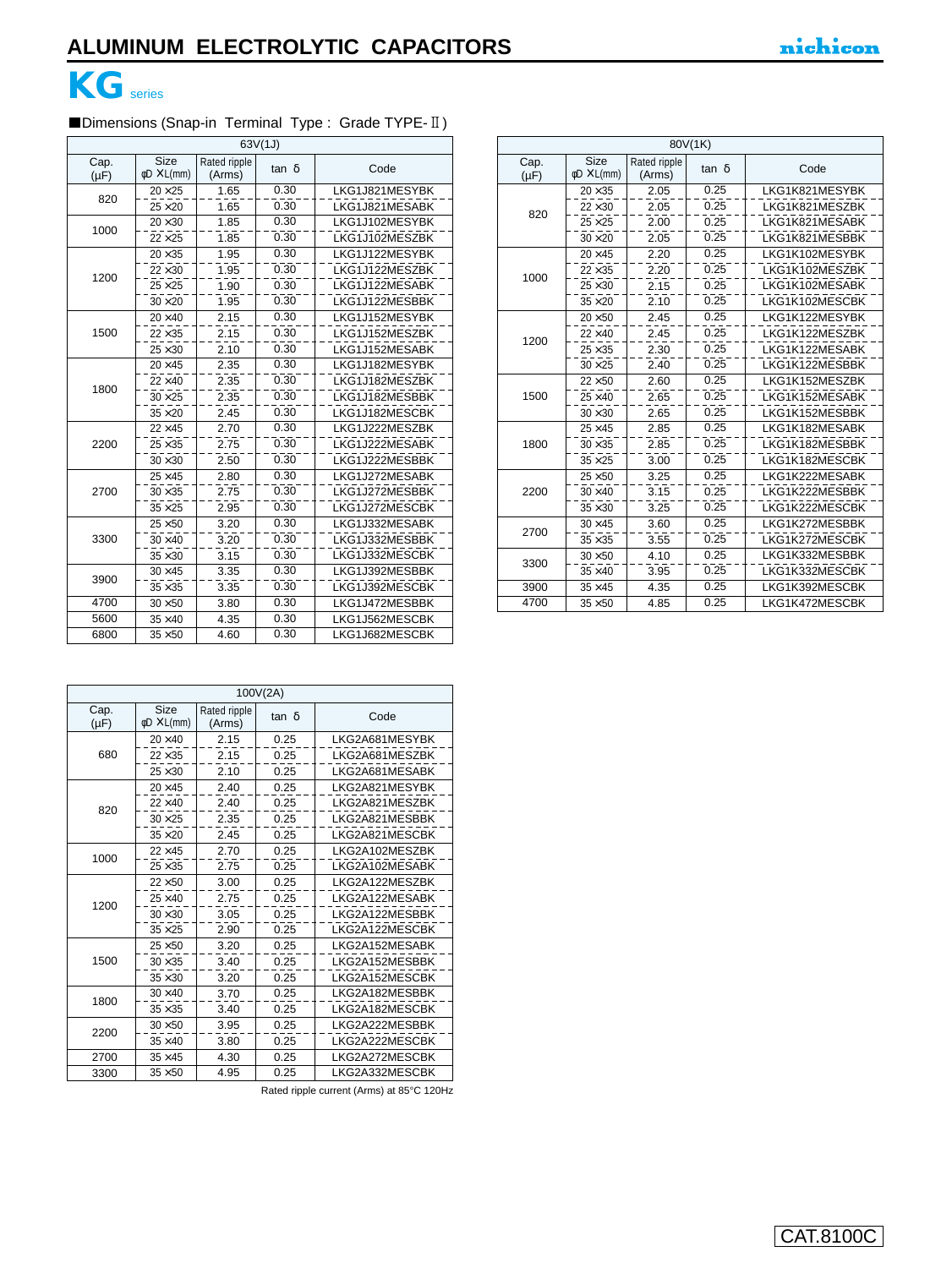# ALUMINUM ELECTROLYTIC CAPACITORS

nichicon

## KG series

■Dimensions (Snap-in Terminal Type : Grade TYPE-Ⅱ)

| 63V(1J) | | | | |
|---|---|---|---|---|
| Cap. (μF) | Size φD ×L(mm) | Rated ripple (Arms) | tan δ | Code |
| 820 | 20 ×25 | 1.65 | 0.30 | LKG1J821MESYBK |
| | 25 ×20 | 1.65 | 0.30 | LKG1J821MESABK |
| 1000 | 20 ×30 | 1.85 | 0.30 | LKG1J102MESYBK |
| | 22 ×25 | 1.85 | 0.30 | LKG1J102MESZBK |
| 1200 | 20 ×35 | 1.95 | 0.30 | LKG1J122MESYBK |
| | 22 ×30 | 1.95 | 0.30 | LKG1J122MESZBK |
| | 25 ×25 | 1.90 | 0.30 | LKG1J122MESABK |
| | 30 ×20 | 1.95 | 0.30 | LKG1J122MESBBK |
| 1500 | 20 ×40 | 2.15 | 0.30 | LKG1J152MESYBK |
| | 22 ×35 | 2.15 | 0.30 | LKG1J152MESZBK |
| | 25 ×30 | 2.10 | 0.30 | LKG1J152MESABK |
| 1800 | 20 ×45 | 2.35 | 0.30 | LKG1J182MESYBK |
| | 22 ×40 | 2.35 | 0.30 | LKG1J182MESZBK |
| | 30 ×25 | 2.35 | 0.30 | LKG1J182MESBBK |
| | 35 ×20 | 2.45 | 0.30 | LKG1J182MESCBK |
| 2200 | 22 ×45 | 2.70 | 0.30 | LKG1J222MESZBK |
| | 25 ×35 | 2.75 | 0.30 | LKG1J222MESABK |
| | 30 ×30 | 2.50 | 0.30 | LKG1J222MESBBK |
| 2700 | 25 ×45 | 2.80 | 0.30 | LKG1J272MESABK |
| | 30 ×35 | 2.75 | 0.30 | LKG1J272MESBBK |
| | 35 ×25 | 2.95 | 0.30 | LKG1J272MESCBK |
| 3300 | 25 ×50 | 3.20 | 0.30 | LKG1J332MESABK |
| | 30 ×40 | 3.20 | 0.30 | LKG1J332MESBBK |
| | 35 ×30 | 3.15 | 0.30 | LKG1J332MESCBK |
| 3900 | 30 ×45 | 3.35 | 0.30 | LKG1J392MESBBK |
| | 35 ×35 | 3.35 | 0.30 | LKG1J392MESCBK |
| 4700 | 30 ×50 | 3.80 | 0.30 | LKG1J472MESBBK |
| 5600 | 35 ×40 | 4.35 | 0.30 | LKG1J562MESCBK |
| 6800 | 35 ×50 | 4.60 | 0.30 | LKG1J682MESCBK |

| 80V(1K) | | | | |
|---|---|---|---|---|
| Cap. (μF) | Size φD ×L(mm) | Rated ripple (Arms) | tan δ | Code |
| 820 | 20 ×35 | 2.05 | 0.25 | LKG1K821MESYBK |
| | 22 ×30 | 2.05 | 0.25 | LKG1K821MESZBK |
| | 25 ×25 | 2.00 | 0.25 | LKG1K821MESABK |
| | 30 ×20 | 2.05 | 0.25 | LKG1K821MESBBK |
| 1000 | 20 ×45 | 2.20 | 0.25 | LKG1K102MESYBK |
| | 22 ×35 | 2.20 | 0.25 | LKG1K102MESZBK |
| | 25 ×30 | 2.15 | 0.25 | LKG1K102MESABK |
| | 35 ×20 | 2.10 | 0.25 | LKG1K102MESCBK |
| 1200 | 20 ×50 | 2.45 | 0.25 | LKG1K122MESYBK |
| | 22 ×40 | 2.45 | 0.25 | LKG1K122MESZBK |
| | 25 ×35 | 2.30 | 0.25 | LKG1K122MESABK |
| | 30 ×25 | 2.40 | 0.25 | LKG1K122MESBBK |
| 1500 | 22 ×50 | 2.60 | 0.25 | LKG1K152MESZBK |
| | 25 ×40 | 2.65 | 0.25 | LKG1K152MESABK |
| | 30 ×30 | 2.65 | 0.25 | LKG1K152MESBBK |
| 1800 | 25 ×45 | 2.85 | 0.25 | LKG1K182MESABK |
| | 30 ×35 | 2.85 | 0.25 | LKG1K182MESBBK |
| | 35 ×25 | 3.00 | 0.25 | LKG1K182MESCBK |
| 2200 | 25 ×50 | 3.25 | 0.25 | LKG1K222MESABK |
| | 30 ×40 | 3.15 | 0.25 | LKG1K222MESBBK |
| | 35 ×30 | 3.25 | 0.25 | LKG1K222MESCBK |
| 2700 | 30 ×45 | 3.60 | 0.25 | LKG1K272MESBBK |
| | 35 ×35 | 3.55 | 0.25 | LKG1K272MESCBK |
| 3300 | 30 ×50 | 4.10 | 0.25 | LKG1K332MESBBK |
| | 35 ×40 | 3.95 | 0.25 | LKG1K332MESCBK |
| 3900 | 35 ×45 | 4.35 | 0.25 | LKG1K392MESCBK |
| 4700 | 35 ×50 | 4.85 | 0.25 | LKG1K472MESCBK |

| 100V(2A) | | | | |
|---|---|---|---|---|
| Cap. (μF) | Size φD ×L(mm) | Rated ripple (Arms) | tan δ | Code |
| 680 | 20 ×40 | 2.15 | 0.25 | LKG2A681MESYBK |
| | 22 ×35 | 2.15 | 0.25 | LKG2A681MESZBK |
| | 25 ×30 | 2.10 | 0.25 | LKG2A681MESABK |
| 820 | 20 ×45 | 2.40 | 0.25 | LKG2A821MESYBK |
| | 22 ×40 | 2.40 | 0.25 | LKG2A821MESZBK |
| | 30 ×25 | 2.35 | 0.25 | LKG2A821MESBBK |
| | 35 ×20 | 2.45 | 0.25 | LKG2A821MESCBK |
| 1000 | 22 ×45 | 2.70 | 0.25 | LKG2A102MESZBK |
| | 25 ×35 | 2.75 | 0.25 | LKG2A102MESABK |
| 1200 | 22 ×50 | 3.00 | 0.25 | LKG2A122MESZBK |
| | 25 ×40 | 2.75 | 0.25 | LKG2A122MESABK |
| | 30 ×30 | 3.05 | 0.25 | LKG2A122MESBBK |
| | 35 ×25 | 2.90 | 0.25 | LKG2A122MESCBK |
| 1500 | 25 ×50 | 3.20 | 0.25 | LKG2A152MESABK |
| | 30 ×35 | 3.40 | 0.25 | LKG2A152MESBBK |
| | 35 ×30 | 3.20 | 0.25 | LKG2A152MESCBK |
| 1800 | 30 ×40 | 3.70 | 0.25 | LKG2A182MESBBK |
| | 35 ×35 | 3.40 | 0.25 | LKG2A182MESCBK |
| 2200 | 30 ×50 | 3.95 | 0.25 | LKG2A222MESBBK |
| | 35 ×40 | 3.80 | 0.25 | LKG2A222MESCBK |
| 2700 | 35 ×45 | 4.30 | 0.25 | LKG2A272MESCBK |
| 3300 | 35 ×50 | 4.95 | 0.25 | LKG2A332MESCBK |

Rated ripple current (Arms) at 85°C 120Hz

CAT.8100C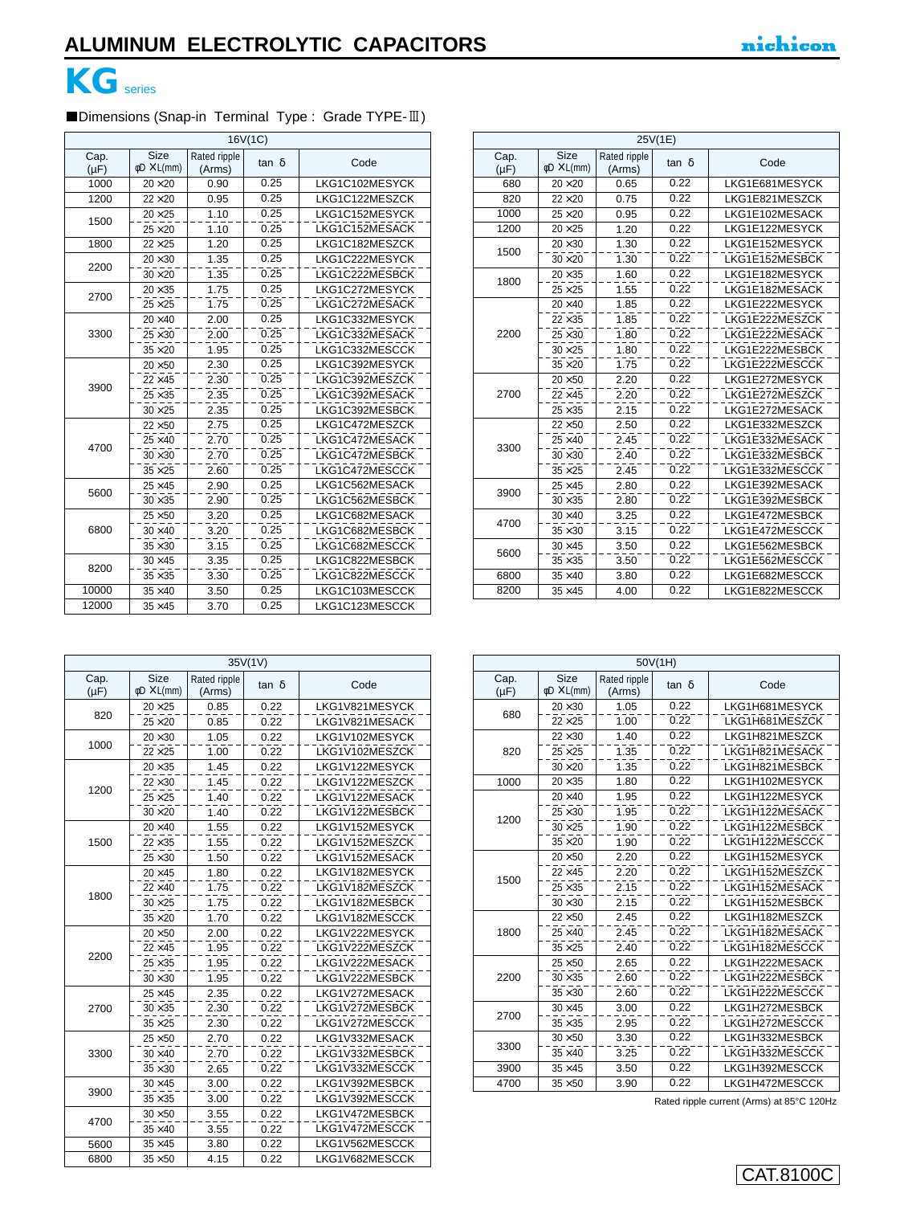# ALUMINUM ELECTROLYTIC CAPACITORS

## KG series

■Dimensions (Snap-in Terminal Type : Grade TYPE-Ⅲ)

| 16V(1C) | | | | |
|---|---|---|---|---|
| Cap. (μF) | Size φD ×L(mm) | Rated ripple (Arms) | tan δ | Code |
| 1000 | 20 ×20 | 0.90 | 0.25 | LKG1C102MESYCK |
| 1200 | 22 ×20 | 0.95 | 0.25 | LKG1C122MESZCK |
| 1500 | 20 ×25 | 1.10 | 0.25 | LKG1C152MESYCK |
| | 25 ×20 | 1.10 | 0.25 | LKG1C152MESACK |
| 1800 | 22 ×25 | 1.20 | 0.25 | LKG1C182MESZCK |
| 2200 | 20 ×30 | 1.35 | 0.25 | LKG1C222MESYCK |
| | 30 ×20 | 1.35 | 0.25 | LKG1C222MESBCK |
| 2700 | 20 ×35 | 1.75 | 0.25 | LKG1C272MESYCK |
| | 25 ×25 | 1.75 | 0.25 | LKG1C272MESACK |
| 3300 | 20 ×40 | 2.00 | 0.25 | LKG1C332MESYCK |
| | 25 ×30 | 2.00 | 0.25 | LKG1C332MESACK |
| | 35 ×20 | 1.95 | 0.25 | LKG1C332MESCCK |
| 3900 | 20 ×50 | 2.30 | 0.25 | LKG1C392MESYCK |
| | 22 ×45 | 2.30 | 0.25 | LKG1C392MESZCK |
| | 25 ×35 | 2.35 | 0.25 | LKG1C392MESACK |
| | 30 ×25 | 2.35 | 0.25 | LKG1C392MESBCK |
| 4700 | 22 ×50 | 2.75 | 0.25 | LKG1C472MESZCK |
| | 25 ×40 | 2.70 | 0.25 | LKG1C472MESACK |
| | 30 ×30 | 2.70 | 0.25 | LKG1C472MESBCK |
| | 35 ×25 | 2.60 | 0.25 | LKG1C472MESCCK |
| 5600 | 25 ×45 | 2.90 | 0.25 | LKG1C562MESACK |
| | 30 ×35 | 2.90 | 0.25 | LKG1C562MESBCK |
| 6800 | 25 ×50 | 3.20 | 0.25 | LKG1C682MESACK |
| | 30 ×40 | 3.20 | 0.25 | LKG1C682MESBCK |
| | 35 ×30 | 3.15 | 0.25 | LKG1C682MESCCK |
| 8200 | 30 ×45 | 3.35 | 0.25 | LKG1C822MESBCK |
| | 35 ×35 | 3.30 | 0.25 | LKG1C822MESCCK |
| 10000 | 35 ×40 | 3.50 | 0.25 | LKG1C103MESCCK |
| 12000 | 35 ×45 | 3.70 | 0.25 | LKG1C123MESCCK |

| 25V(1E) | | | | |
|---|---|---|---|---|
| Cap. (μF) | Size φD ×L(mm) | Rated ripple (Arms) | tan δ | Code |
| 680 | 20 ×20 | 0.65 | 0.22 | LKG1E681MESYCK |
| 820 | 22 ×20 | 0.75 | 0.22 | LKG1E821MESZCK |
| 1000 | 25 ×20 | 0.95 | 0.22 | LKG1E102MESACK |
| 1200 | 20 ×25 | 1.20 | 0.22 | LKG1E122MESYCK |
| 1500 | 20 ×30 | 1.30 | 0.22 | LKG1E152MESYCK |
| | 30 ×20 | 1.30 | 0.22 | LKG1E152MESBCK |
| 1800 | 20 ×35 | 1.60 | 0.22 | LKG1E182MESYCK |
| | 25 ×25 | 1.55 | 0.22 | LKG1E182MESACK |
| 2200 | 20 ×40 | 1.85 | 0.22 | LKG1E222MESYCK |
| | 22 ×35 | 1.85 | 0.22 | LKG1E222MESZCK |
| | 25 ×30 | 1.80 | 0.22 | LKG1E222MESACK |
| | 30 ×25 | 1.80 | 0.22 | LKG1E222MESBCK |
| | 35 ×20 | 1.75 | 0.22 | LKG1E222MESCCK |
| 2700 | 20 ×50 | 2.20 | 0.22 | LKG1E272MESYCK |
| | 22 ×45 | 2.20 | 0.22 | LKG1E272MESZCK |
| | 25 ×35 | 2.15 | 0.22 | LKG1E272MESACK |
| 3300 | 22 ×50 | 2.50 | 0.22 | LKG1E332MESZCK |
| | 25 ×40 | 2.45 | 0.22 | LKG1E332MESACK |
| | 30 ×30 | 2.40 | 0.22 | LKG1E332MESBCK |
| | 35 ×25 | 2.45 | 0.22 | LKG1E332MESCCK |
| 3900 | 25 ×45 | 2.80 | 0.22 | LKG1E392MESACK |
| | 30 ×35 | 2.80 | 0.22 | LKG1E392MESBCK |
| 4700 | 30 ×40 | 3.25 | 0.22 | LKG1E472MESBCK |
| | 35 ×30 | 3.15 | 0.22 | LKG1E472MESCCK |
| 5600 | 30 ×45 | 3.50 | 0.22 | LKG1E562MESBCK |
| | 35 ×35 | 3.50 | 0.22 | LKG1E562MESCCK |
| 6800 | 35 ×40 | 3.80 | 0.22 | LKG1E682MESCCK |
| 8200 | 35 ×45 | 4.00 | 0.22 | LKG1E822MESCCK |

| 35V(1V) | | | | |
|---|---|---|---|---|
| Cap. (μF) | Size φD ×L(mm) | Rated ripple (Arms) | tan δ | Code |
| 820 | 20 ×25 | 0.85 | 0.22 | LKG1V821MESYCK |
| | 25 ×20 | 0.85 | 0.22 | LKG1V821MESACK |
| 1000 | 20 ×30 | 1.05 | 0.22 | LKG1V102MESYCK |
| | 22 ×25 | 1.00 | 0.22 | LKG1V102MESZCK |
| 1200 | 20 ×35 | 1.45 | 0.22 | LKG1V122MESYCK |
| | 22 ×30 | 1.45 | 0.22 | LKG1V122MESZCK |
| | 25 ×25 | 1.40 | 0.22 | LKG1V122MESACK |
| | 30 ×20 | 1.40 | 0.22 | LKG1V122MESBCK |
| 1500 | 20 ×40 | 1.55 | 0.22 | LKG1V152MESYCK |
| | 22 ×35 | 1.55 | 0.22 | LKG1V152MESZCK |
| | 25 ×30 | 1.50 | 0.22 | LKG1V152MESACK |
| 1800 | 20 ×45 | 1.80 | 0.22 | LKG1V182MESYCK |
| | 22 ×40 | 1.75 | 0.22 | LKG1V182MESZCK |
| | 30 ×25 | 1.75 | 0.22 | LKG1V182MESBCK |
| | 35 ×20 | 1.70 | 0.22 | LKG1V182MESCCK |
| 2200 | 20 ×50 | 2.00 | 0.22 | LKG1V222MESYCK |
| | 22 ×45 | 1.95 | 0.22 | LKG1V222MESZCK |
| | 25 ×35 | 1.95 | 0.22 | LKG1V222MESACK |
| | 30 ×30 | 1.95 | 0.22 | LKG1V222MESBCK |
| 2700 | 25 ×45 | 2.35 | 0.22 | LKG1V272MESACK |
| | 30 ×35 | 2.30 | 0.22 | LKG1V272MESBCK |
| | 35 ×25 | 2.30 | 0.22 | LKG1V272MESCCK |
| 3300 | 25 ×50 | 2.70 | 0.22 | LKG1V332MESACK |
| | 30 ×40 | 2.70 | 0.22 | LKG1V332MESBCK |
| | 35 ×30 | 2.65 | 0.22 | LKG1V332MESCCK |
| 3900 | 30 ×45 | 3.00 | 0.22 | LKG1V392MESBCK |
| | 35 ×35 | 3.00 | 0.22 | LKG1V392MESCCK |
| 4700 | 30 ×50 | 3.55 | 0.22 | LKG1V472MESBCK |
| | 35 ×40 | 3.55 | 0.22 | LKG1V472MESCCK |
| 5600 | 35 ×45 | 3.80 | 0.22 | LKG1V562MESCCK |
| 6800 | 35 ×50 | 4.15 | 0.22 | LKG1V682MESCCK |

| 50V(1H) | | | | |
|---|---|---|---|---|
| Cap. (μF) | Size φD ×L(mm) | Rated ripple (Arms) | tan δ | Code |
| 680 | 20 ×30 | 1.05 | 0.22 | LKG1H681MESYCK |
| | 22 ×25 | 1.00 | 0.22 | LKG1H681MESZCK |
| 820 | 22 ×30 | 1.40 | 0.22 | LKG1H821MESZCK |
| | 25 ×25 | 1.35 | 0.22 | LKG1H821MESACK |
| | 30 ×20 | 1.35 | 0.22 | LKG1H821MESBCK |
| 1000 | 20 ×35 | 1.80 | 0.22 | LKG1H102MESYCK |
| 1200 | 20 ×40 | 1.95 | 0.22 | LKG1H122MESYCK |
| | 25 ×30 | 1.95 | 0.22 | LKG1H122MESACK |
| | 30 ×25 | 1.90 | 0.22 | LKG1H122MESBCK |
| | 35 ×20 | 1.90 | 0.22 | LKG1H122MESCCK |
| 1500 | 20 ×50 | 2.20 | 0.22 | LKG1H152MESYCK |
| | 22 ×45 | 2.20 | 0.22 | LKG1H152MESZCK |
| | 25 ×35 | 2.15 | 0.22 | LKG1H152MESACK |
| | 30 ×30 | 2.15 | 0.22 | LKG1H152MESBCK |
| 1800 | 22 ×50 | 2.45 | 0.22 | LKG1H182MESZCK |
| | 25 ×40 | 2.45 | 0.22 | LKG1H182MESACK |
| | 35 ×25 | 2.40 | 0.22 | LKG1H182MESCCK |
| 2200 | 25 ×50 | 2.65 | 0.22 | LKG1H222MESACK |
| | 30 ×35 | 2.60 | 0.22 | LKG1H222MESBCK |
| | 35 ×30 | 2.60 | 0.22 | LKG1H222MESCCK |
| 2700 | 30 ×45 | 3.00 | 0.22 | LKG1H272MESBCK |
| | 35 ×35 | 2.95 | 0.22 | LKG1H272MESCCK |
| 3300 | 30 ×50 | 3.30 | 0.22 | LKG1H332MESBCK |
| | 35 ×40 | 3.25 | 0.22 | LKG1H332MESCCK |
| 3900 | 35 ×45 | 3.50 | 0.22 | LKG1H392MESCCK |
| 4700 | 35 ×50 | 3.90 | 0.22 | LKG1H472MESCCK |

Rated ripple current (Arms) at 85°C 120Hz

CAT.8100C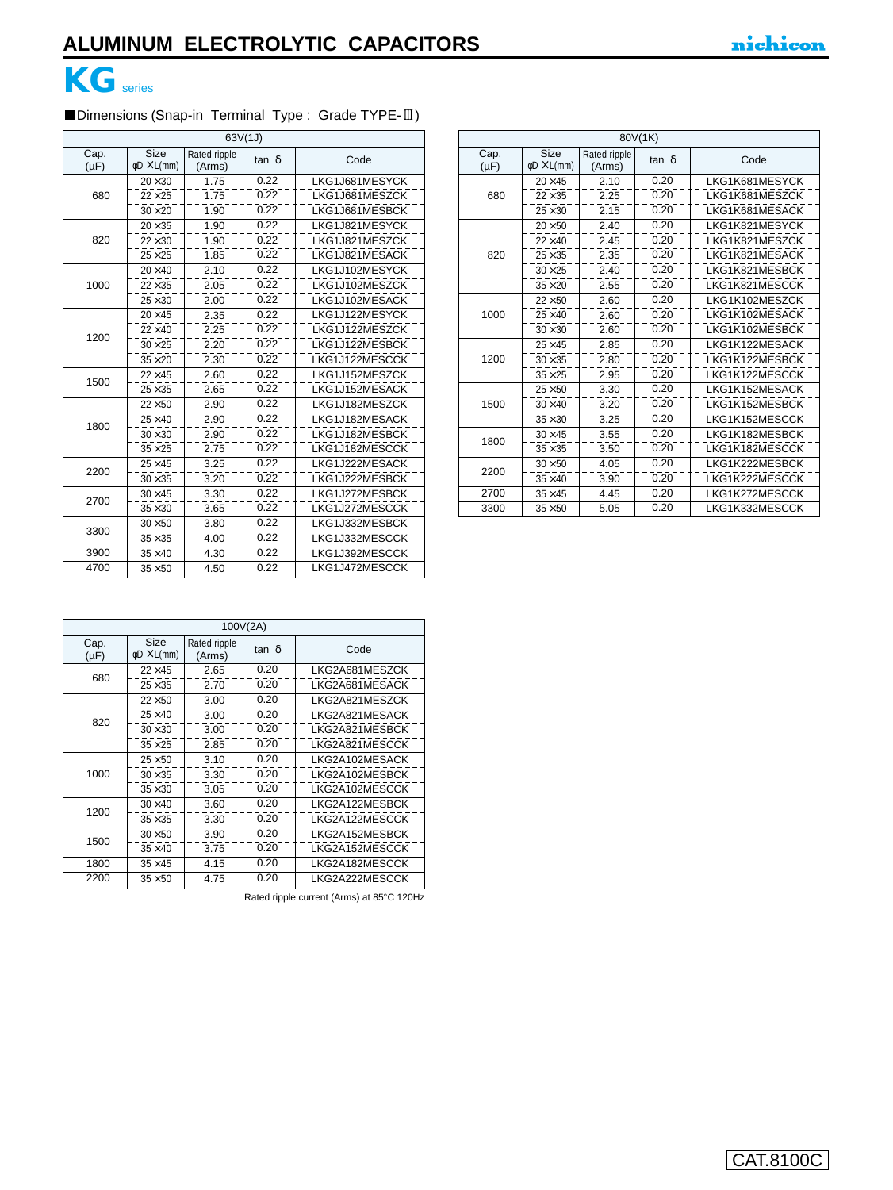# ALUMINUM ELECTROLYTIC CAPACITORS

## KG series

■Dimensions (Snap-in Terminal Type : Grade TYPE-Ⅲ)

| 63V(1J) | | | | |
|---|---|---|---|---|
| Cap. (μF) | Size φD ×L(mm) | Rated ripple (Arms) | tan δ | Code |
| 680 | 20 ×30 | 1.75 | 0.22 | LKG1J681MESYCK |
| | 22 ×25 | 1.75 | 0.22 | LKG1J681MESZCK |
| | 30 ×20 | 1.90 | 0.22 | LKG1J681MESBCK |
| 820 | 20 ×35 | 1.90 | 0.22 | LKG1J821MESYCK |
| | 22 ×30 | 1.90 | 0.22 | LKG1J821MESZCK |
| | 25 ×25 | 1.85 | 0.22 | LKG1J821MESACK |
| 1000 | 20 ×40 | 2.10 | 0.22 | LKG1J102MESYCK |
| | 22 ×35 | 2.05 | 0.22 | LKG1J102MESZCK |
| | 25 ×30 | 2.00 | 0.22 | LKG1J102MESACK |
| 1200 | 20 ×45 | 2.35 | 0.22 | LKG1J122MESYCK |
| | 22 ×40 | 2.25 | 0.22 | LKG1J122MESZCK |
| | 30 ×25 | 2.20 | 0.22 | LKG1J122MESBCK |
| | 35 ×20 | 2.30 | 0.22 | LKG1J122MESCCK |
| 1500 | 22 ×45 | 2.60 | 0.22 | LKG1J152MESZCK |
| | 25 ×35 | 2.65 | 0.22 | LKG1J152MESACK |
| 1800 | 22 ×50 | 2.90 | 0.22 | LKG1J182MESZCK |
| | 25 ×40 | 2.90 | 0.22 | LKG1J182MESACK |
| | 30 ×30 | 2.90 | 0.22 | LKG1J182MESBCK |
| | 35 ×25 | 2.75 | 0.22 | LKG1J182MESCCK |
| 2200 | 25 ×45 | 3.25 | 0.22 | LKG1J222MESACK |
| | 30 ×35 | 3.20 | 0.22 | LKG1J222MESBCK |
| 2700 | 30 ×45 | 3.30 | 0.22 | LKG1J272MESBCK |
| | 35 ×30 | 3.65 | 0.22 | LKG1J272MESCCK |
| 3300 | 30 ×50 | 3.80 | 0.22 | LKG1J332MESBCK |
| | 35 ×35 | 4.00 | 0.22 | LKG1J332MESCCK |
| 3900 | 35 ×40 | 4.30 | 0.22 | LKG1J392MESCCK |
| 4700 | 35 ×50 | 4.50 | 0.22 | LKG1J472MESCCK |

| 80V(1K) | | | | |
|---|---|---|---|---|
| Cap. (μF) | Size φD ×L(mm) | Rated ripple (Arms) | tan δ | Code |
| 680 | 20 ×45 | 2.10 | 0.20 | LKG1K681MESYCK |
| | 22 ×35 | 2.25 | 0.20 | LKG1K681MESZCK |
| | 25 ×30 | 2.15 | 0.20 | LKG1K681MESACK |
| 820 | 20 ×50 | 2.40 | 0.20 | LKG1K821MESYCK |
| | 22 ×40 | 2.45 | 0.20 | LKG1K821MESZCK |
| | 25 ×35 | 2.35 | 0.20 | LKG1K821MESACK |
| | 30 ×25 | 2.40 | 0.20 | LKG1K821MESBCK |
| | 35 ×20 | 2.55 | 0.20 | LKG1K821MESCCK |
| 1000 | 22 ×50 | 2.60 | 0.20 | LKG1K102MESZCK |
| | 25 ×40 | 2.60 | 0.20 | LKG1K102MESACK |
| | 30 ×30 | 2.60 | 0.20 | LKG1K102MESBCK |
| 1200 | 25 ×45 | 2.85 | 0.20 | LKG1K122MESACK |
| | 30 ×35 | 2.80 | 0.20 | LKG1K122MESBCK |
| | 35 ×25 | 2.95 | 0.20 | LKG1K122MESCCK |
| 1500 | 25 ×50 | 3.30 | 0.20 | LKG1K152MESACK |
| | 30 ×40 | 3.20 | 0.20 | LKG1K152MESBCK |
| | 35 ×30 | 3.25 | 0.20 | LKG1K152MESCCK |
| 1800 | 30 ×45 | 3.55 | 0.20 | LKG1K182MESBCK |
| | 35 ×35 | 3.50 | 0.20 | LKG1K182MESCCK |
| 2200 | 30 ×50 | 4.05 | 0.20 | LKG1K222MESBCK |
| | 35 ×40 | 3.90 | 0.20 | LKG1K222MESCCK |
| 2700 | 35 ×45 | 4.45 | 0.20 | LKG1K272MESCCK |
| 3300 | 35 ×50 | 5.05 | 0.20 | LKG1K332MESCCK |

| 100V(2A) | | | | |
|---|---|---|---|---|
| Cap. (μF) | Size φD ×L(mm) | Rated ripple (Arms) | tan δ | Code |
| 680 | 22 ×45 | 2.65 | 0.20 | LKG2A681MESZCK |
| | 25 ×35 | 2.70 | 0.20 | LKG2A681MESACK |
| 820 | 22 ×50 | 3.00 | 0.20 | LKG2A821MESZCK |
| | 25 ×40 | 3.00 | 0.20 | LKG2A821MESACK |
| | 30 ×30 | 3.00 | 0.20 | LKG2A821MESBCK |
| | 35 ×25 | 2.85 | 0.20 | LKG2A821MESCCK |
| 1000 | 25 ×50 | 3.10 | 0.20 | LKG2A102MESACK |
| | 30 ×35 | 3.30 | 0.20 | LKG2A102MESBCK |
| | 35 ×30 | 3.05 | 0.20 | LKG2A102MESCCK |
| 1200 | 30 ×40 | 3.60 | 0.20 | LKG2A122MESBCK |
| | 35 ×35 | 3.30 | 0.20 | LKG2A122MESCCK |
| 1500 | 30 ×50 | 3.90 | 0.20 | LKG2A152MESBCK |
| | 35 ×40 | 3.75 | 0.20 | LKG2A152MESCCK |
| 1800 | 35 ×45 | 4.15 | 0.20 | LKG2A182MESCCK |
| 2200 | 35 ×50 | 4.75 | 0.20 | LKG2A222MESCCK |

Rated ripple current (Arms) at 85°C 120Hz

CAT.8100C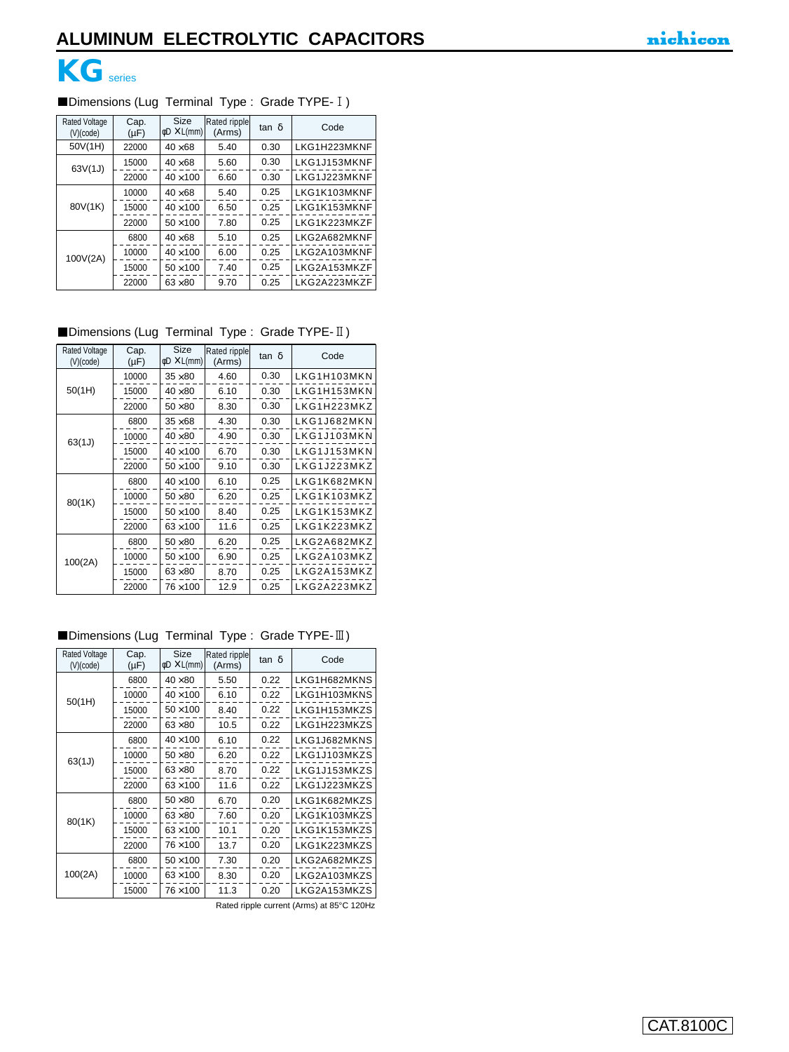# ALUMINUM ELECTROLYTIC CAPACITORS

nichicon

# KG series

■Dimensions (Lug Terminal Type : Grade TYPE-Ⅰ)

| Rated Voltage (V)(code) | Cap. (μF) | Size φD ×L(mm) | Rated ripple (Arms) | tan δ | Code |
|---|---|---|---|---|---|
| 50V(1H) | 22000 | 40 ×68 | 5.40 | 0.30 | LKG1H223MKNF |
| 63V(1J) | 15000 | 40 ×68 | 5.60 | 0.30 | LKG1J153MKNF |
| | 22000 | 40 ×100 | 6.60 | 0.30 | LKG1J223MKNF |
| 80V(1K) | 10000 | 40 ×68 | 5.40 | 0.25 | LKG1K103MKNF |
| | 15000 | 40 ×100 | 6.50 | 0.25 | LKG1K153MKNF |
| | 22000 | 50 ×100 | 7.80 | 0.25 | LKG1K223MKZF |
| 100V(2A) | 6800 | 40 ×68 | 5.10 | 0.25 | LKG2A682MKNF |
| | 10000 | 40 ×100 | 6.00 | 0.25 | LKG2A103MKNF |
| | 15000 | 50 ×100 | 7.40 | 0.25 | LKG2A153MKZF |
| | 22000 | 63 ×80 | 9.70 | 0.25 | LKG2A223MKZF |

■Dimensions (Lug Terminal Type : Grade TYPE-Ⅱ)

| Rated Voltage (V)(code) | Cap. (μF) | Size φD ×L(mm) | Rated ripple (Arms) | tan δ | Code |
|---|---|---|---|---|---|
| 50(1H) | 10000 | 35 ×80 | 4.60 | 0.30 | LKG1H103MKN |
| | 15000 | 40 ×80 | 6.10 | 0.30 | LKG1H153MKN |
| | 22000 | 50 ×80 | 8.30 | 0.30 | LKG1H223MKZ |
| 63(1J) | 6800 | 35 ×68 | 4.30 | 0.30 | LKG1J682MKN |
| | 10000 | 40 ×80 | 4.90 | 0.30 | LKG1J103MKN |
| | 15000 | 40 ×100 | 6.70 | 0.30 | LKG1J153MKN |
| | 22000 | 50 ×100 | 9.10 | 0.30 | LKG1J223MKZ |
| 80(1K) | 6800 | 40 ×100 | 6.10 | 0.25 | LKG1K682MKN |
| | 10000 | 50 ×80 | 6.20 | 0.25 | LKG1K103MKZ |
| | 15000 | 50 ×100 | 8.40 | 0.25 | LKG1K153MKZ |
| | 22000 | 63 ×100 | 11.6 | 0.25 | LKG1K223MKZ |
| 100(2A) | 6800 | 50 ×80 | 6.20 | 0.25 | LKG2A682MKZ |
| | 10000 | 50 ×100 | 6.90 | 0.25 | LKG2A103MKZ |
| | 15000 | 63 ×80 | 8.70 | 0.25 | LKG2A153MKZ |
| | 22000 | 76 ×100 | 12.9 | 0.25 | LKG2A223MKZ |

■Dimensions (Lug Terminal Type : Grade TYPE-Ⅲ)

| Rated Voltage (V)(code) | Cap. (μF) | Size φD ×L(mm) | Rated ripple (Arms) | tan δ | Code |
|---|---|---|---|---|---|
| 50(1H) | 6800 | 40 ×80 | 5.50 | 0.22 | LKG1H682MKNS |
| | 10000 | 40 ×100 | 6.10 | 0.22 | LKG1H103MKNS |
| | 15000 | 50 ×100 | 8.40 | 0.22 | LKG1H153MKZS |
| | 22000 | 63 ×80 | 10.5 | 0.22 | LKG1H223MKZS |
| 63(1J) | 6800 | 40 ×100 | 6.10 | 0.22 | LKG1J682MKNS |
| | 10000 | 50 ×80 | 6.20 | 0.22 | LKG1J103MKZS |
| | 15000 | 63 ×80 | 8.70 | 0.22 | LKG1J153MKZS |
| | 22000 | 63 ×100 | 11.6 | 0.22 | LKG1J223MKZS |
| 80(1K) | 6800 | 50 ×80 | 6.70 | 0.20 | LKG1K682MKZS |
| | 10000 | 63 ×80 | 7.60 | 0.20 | LKG1K103MKZS |
| | 15000 | 63 ×100 | 10.1 | 0.20 | LKG1K153MKZS |
| | 22000 | 76 ×100 | 13.7 | 0.20 | LKG1K223MKZS |
| 100(2A) | 6800 | 50 ×100 | 7.30 | 0.20 | LKG2A682MKZS |
| | 10000 | 63 ×100 | 8.30 | 0.20 | LKG2A103MKZS |
| | 15000 | 76 ×100 | 11.3 | 0.20 | LKG2A153MKZS |

Rated ripple current (Arms) at 85°C 120Hz

CAT.8100C